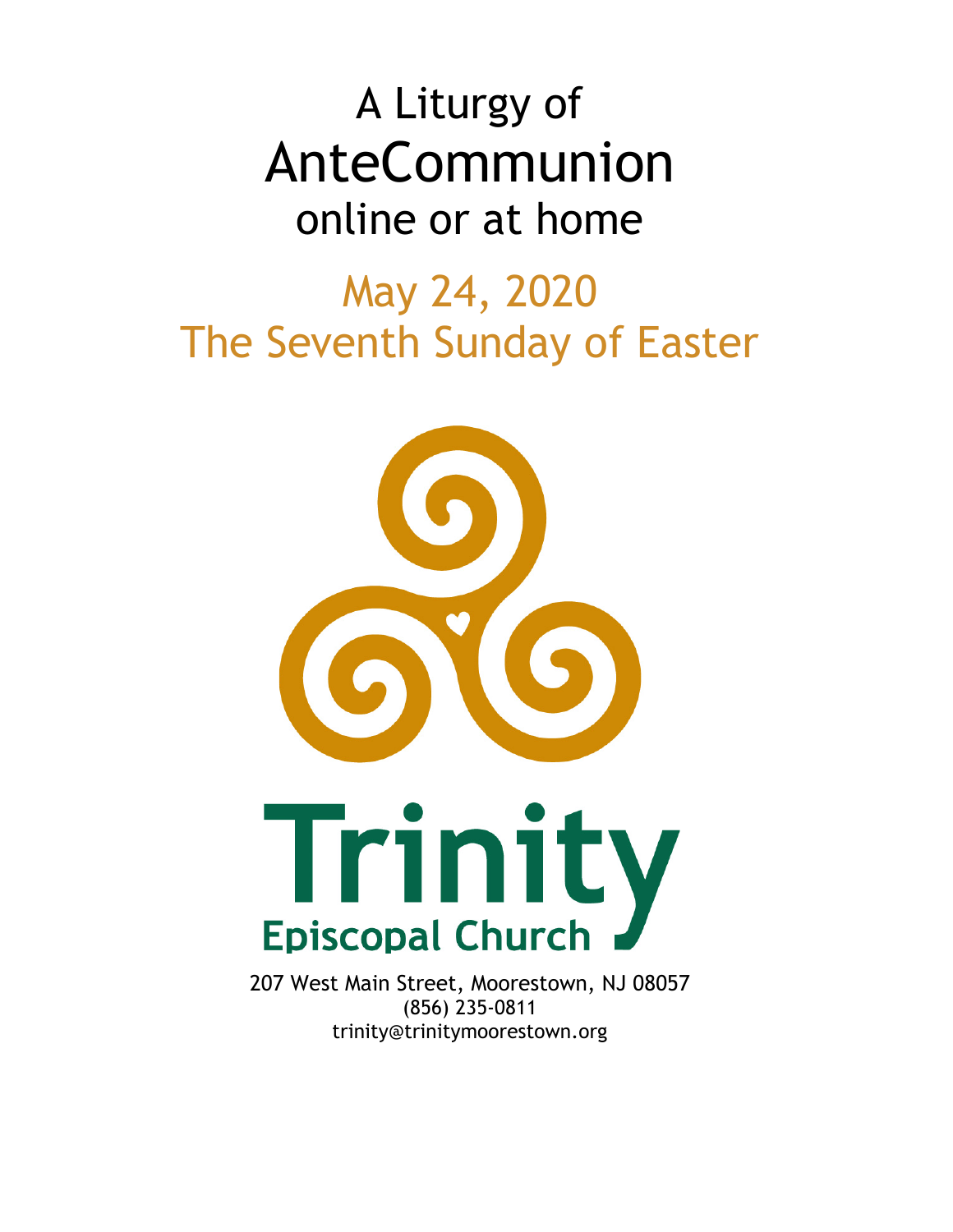# A Liturgy of
# AnteCommunion
## online or at home

## May 24, 2020
## The Seventh Sunday of Easter

Trinity
Episcopal Church

207 West Main Street, Moorestown, NJ 08057
(856) 235-0811
trinity@trinitymoorestown.org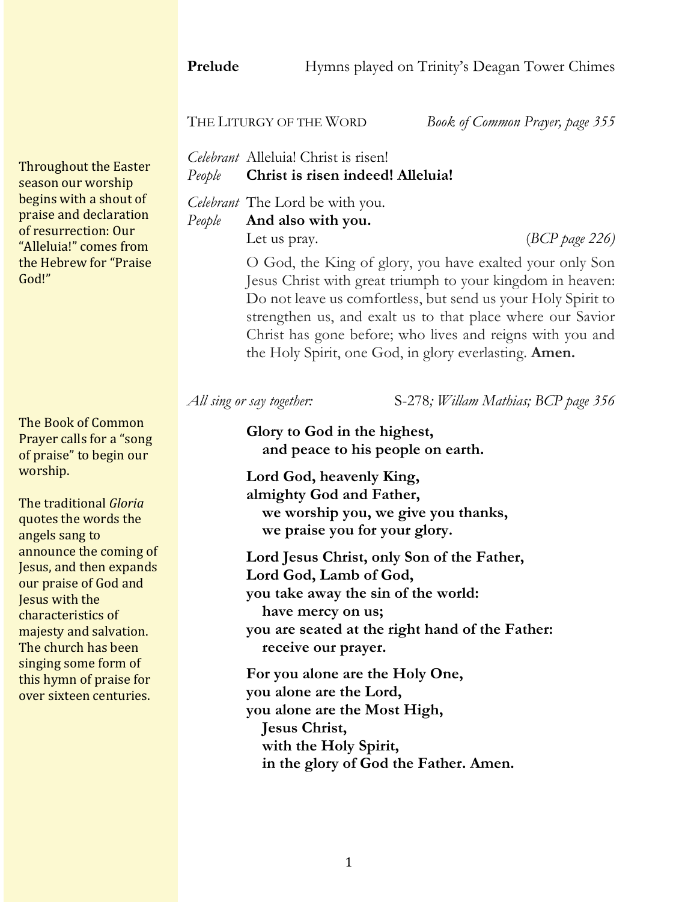**Prelude** Hymns played on Trinity's Deagan Tower Chimes

THE LITURGY OF THE WORD *Book of Common Prayer, page 355*

Throughout the Easter season our worship begins with a shout of praise and declaration of resurrection: Our "Alleluia!" comes from the Hebrew for "Praise God!"

*Celebrant* Alleluia! Christ is risen!
*People* **Christ is risen indeed! Alleluia!**

*Celebrant* The Lord be with you.
*People* **And also with you.**
Let us pray. (*BCP page 226)*

O God, the King of glory, you have exalted your only Son Jesus Christ with great triumph to your kingdom in heaven: Do not leave us comfortless, but send us your Holy Spirit to strengthen us, and exalt us to that place where our Savior Christ has gone before; who lives and reigns with you and the Holy Spirit, one God, in glory everlasting. **Amen.**

*All sing or say together:* S-278*; Willam Mathias; BCP page 356*

The Book of Common Prayer calls for a "song of praise" to begin our worship.

The traditional *Gloria* quotes the words the angels sang to announce the coming of Jesus, and then expands our praise of God and Jesus with the characteristics of majesty and salvation. The church has been singing some form of this hymn of praise for over sixteen centuries.

**Glory to God in the highest,**
**and peace to his people on earth.**

**Lord God, heavenly King,**
**almighty God and Father,**
**we worship you, we give you thanks,**
**we praise you for your glory.**

**Lord Jesus Christ, only Son of the Father,**
**Lord God, Lamb of God,**
**you take away the sin of the world:**
**have mercy on us;**
**you are seated at the right hand of the Father:**
**receive our prayer.**

**For you alone are the Holy One,**
**you alone are the Lord,**
**you alone are the Most High,**
**Jesus Christ,**
**with the Holy Spirit,**
**in the glory of God the Father. Amen.**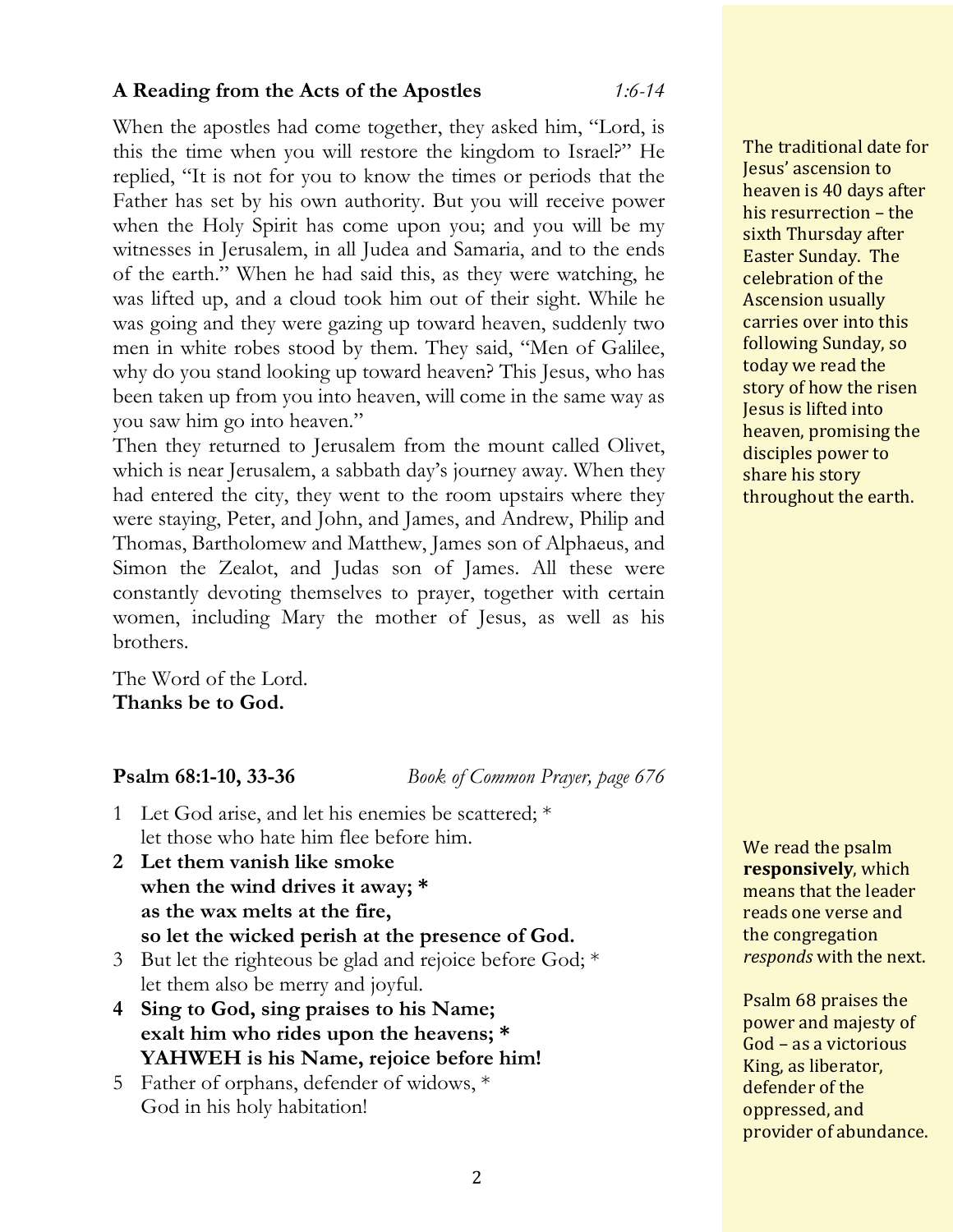**A Reading from the Acts of the Apostles** *1:6-14*

When the apostles had come together, they asked him, "Lord, is this the time when you will restore the kingdom to Israel?" He replied, "It is not for you to know the times or periods that the Father has set by his own authority. But you will receive power when the Holy Spirit has come upon you; and you will be my witnesses in Jerusalem, in all Judea and Samaria, and to the ends of the earth." When he had said this, as they were watching, he was lifted up, and a cloud took him out of their sight. While he was going and they were gazing up toward heaven, suddenly two men in white robes stood by them. They said, "Men of Galilee, why do you stand looking up toward heaven? This Jesus, who has been taken up from you into heaven, will come in the same way as you saw him go into heaven."

Then they returned to Jerusalem from the mount called Olivet, which is near Jerusalem, a sabbath day's journey away. When they had entered the city, they went to the room upstairs where they were staying, Peter, and John, and James, and Andrew, Philip and Thomas, Bartholomew and Matthew, James son of Alphaeus, and Simon the Zealot, and Judas son of James. All these were constantly devoting themselves to prayer, together with certain women, including Mary the mother of Jesus, as well as his brothers.

The Word of the Lord.
**Thanks be to God.**

The traditional date for Jesus' ascension to heaven is 40 days after his resurrection – the sixth Thursday after Easter Sunday. The celebration of the Ascension usually carries over into this following Sunday, so today we read the story of how the risen Jesus is lifted into heaven, promising the disciples power to share his story throughout the earth.

**Psalm 68:1-10, 33-36** *Book of Common Prayer, page 676*

1 Let God arise, and let his enemies be scattered; *
let those who hate him flee before him.

**2 Let them vanish like smoke
when the wind drives it away; *
as the wax melts at the fire,
so let the wicked perish at the presence of God.**

3 But let the righteous be glad and rejoice before God; *
let them also be merry and joyful.

**4 Sing to God, sing praises to his Name;
exalt him who rides upon the heavens; *
YAHWEH is his Name, rejoice before him!**

5 Father of orphans, defender of widows, *
God in his holy habitation!

We read the psalm **responsively**, which means that the leader reads one verse and the congregation *responds* with the next.

Psalm 68 praises the power and majesty of God – as a victorious King, as liberator, defender of the oppressed, and provider of abundance.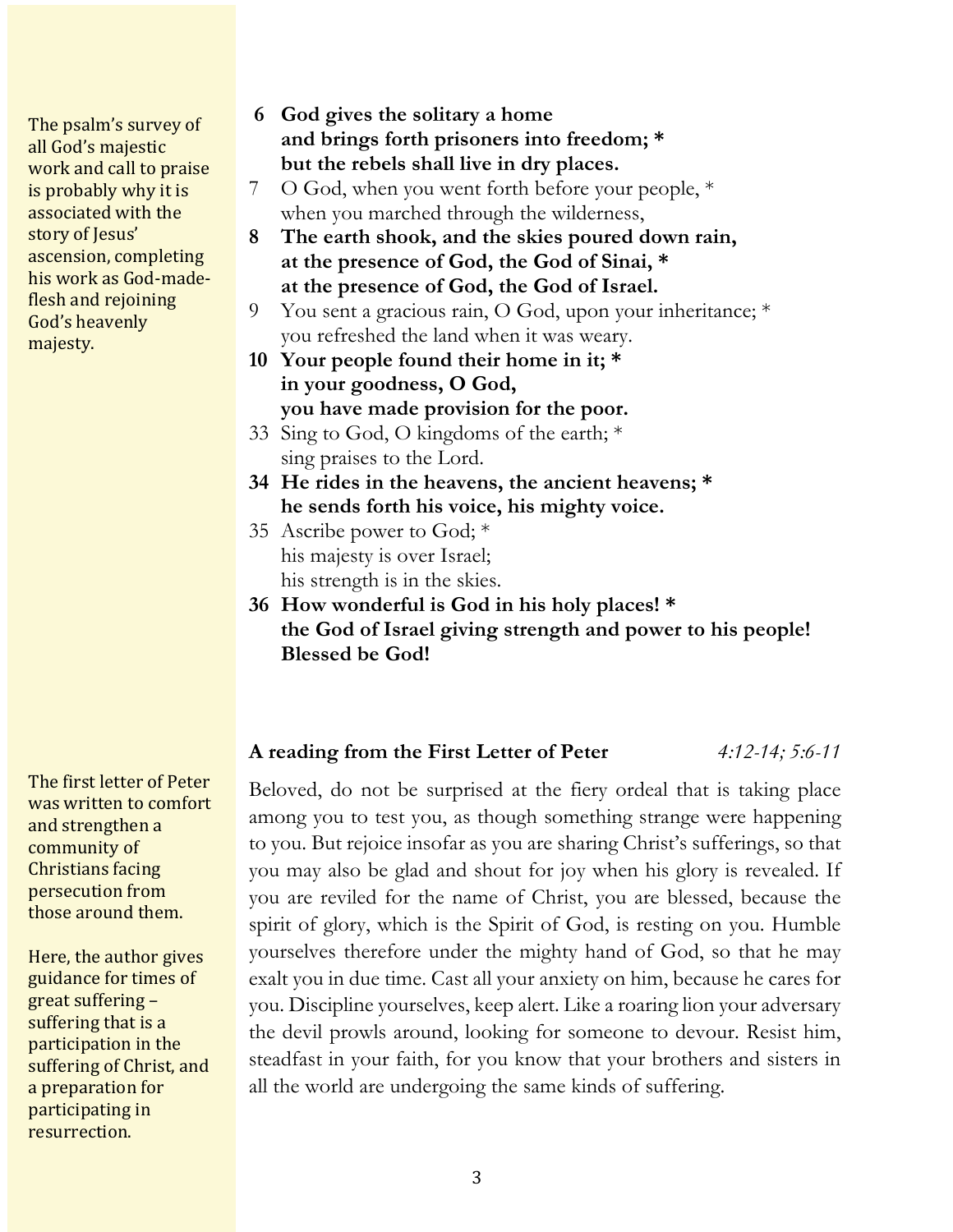The psalm's survey of all God's majestic work and call to praise is probably why it is associated with the story of Jesus' ascension, completing his work as God-made-flesh and rejoining God's heavenly majesty.

**6 God gives the solitary a home**
**and brings forth prisoners into freedom; ***
**but the rebels shall live in dry places.**

7 O God, when you went forth before your people, *
when you marched through the wilderness,

**8 The earth shook, and the skies poured down rain,**
**at the presence of God, the God of Sinai, ***
**at the presence of God, the God of Israel.**

9 You sent a gracious rain, O God, upon your inheritance; *
you refreshed the land when it was weary.

**10 Your people found their home in it; ***
**in your goodness, O God,**
**you have made provision for the poor.**

33 Sing to God, O kingdoms of the earth; *
sing praises to the Lord.

**34 He rides in the heavens, the ancient heavens; ***
**he sends forth his voice, his mighty voice.**

35 Ascribe power to God; *
his majesty is over Israel;
his strength is in the skies.

**36 How wonderful is God in his holy places! ***
**the God of Israel giving strength and power to his people!**
**Blessed be God!**

The first letter of Peter was written to comfort and strengthen a community of Christians facing persecution from those around them.

Here, the author gives guidance for times of great suffering – suffering that is a participation in the suffering of Christ, and a preparation for participating in resurrection.

**A reading from the First Letter of Peter** *4:12-14; 5:6-11*

Beloved, do not be surprised at the fiery ordeal that is taking place among you to test you, as though something strange were happening to you. But rejoice insofar as you are sharing Christ's sufferings, so that you may also be glad and shout for joy when his glory is revealed. If you are reviled for the name of Christ, you are blessed, because the spirit of glory, which is the Spirit of God, is resting on you. Humble yourselves therefore under the mighty hand of God, so that he may exalt you in due time. Cast all your anxiety on him, because he cares for you. Discipline yourselves, keep alert. Like a roaring lion your adversary the devil prowls around, looking for someone to devour. Resist him, steadfast in your faith, for you know that your brothers and sisters in all the world are undergoing the same kinds of suffering.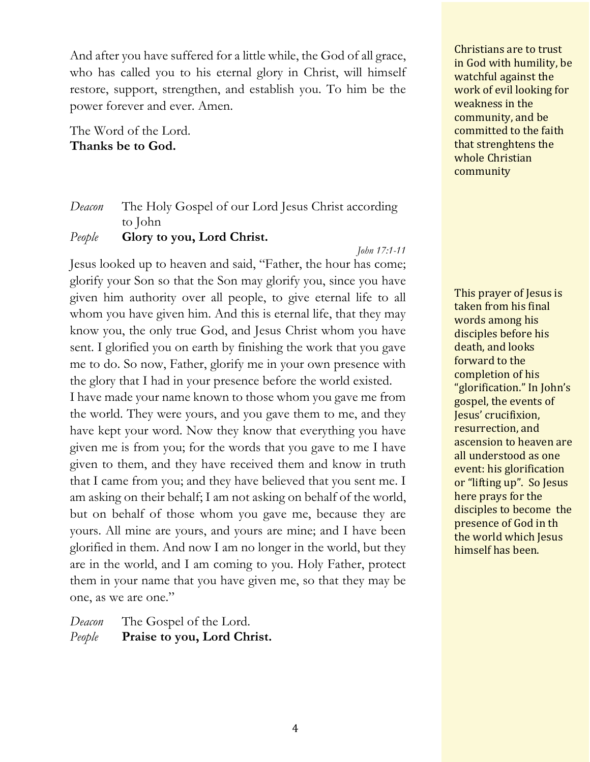And after you have suffered for a little while, the God of all grace, who has called you to his eternal glory in Christ, will himself restore, support, strengthen, and establish you. To him be the power forever and ever. Amen.

The Word of the Lord.
**Thanks be to God.**

Christians are to trust in God with humility, be watchful against the work of evil looking for weakness in the community, and be committed to the faith that strenghtens the whole Christian community

*Deacon* The Holy Gospel of our Lord Jesus Christ according to John
*People* **Glory to you, Lord Christ.**

*John 17:1-11*

Jesus looked up to heaven and said, "Father, the hour has come; glorify your Son so that the Son may glorify you, since you have given him authority over all people, to give eternal life to all whom you have given him. And this is eternal life, that they may know you, the only true God, and Jesus Christ whom you have sent. I glorified you on earth by finishing the work that you gave me to do. So now, Father, glorify me in your own presence with the glory that I had in your presence before the world existed.
I have made your name known to those whom you gave me from the world. They were yours, and you gave them to me, and they have kept your word. Now they know that everything you have given me is from you; for the words that you gave to me I have given to them, and they have received them and know in truth that I came from you; and they have believed that you sent me. I am asking on their behalf; I am not asking on behalf of the world, but on behalf of those whom you gave me, because they are yours. All mine are yours, and yours are mine; and I have been glorified in them. And now I am no longer in the world, but they are in the world, and I am coming to you. Holy Father, protect them in your name that you have given me, so that they may be one, as we are one."

This prayer of Jesus is taken from his final words among his disciples before his death, and looks forward to the completion of his "glorification." In John's gospel, the events of Jesus' crucifixion, resurrection, and ascension to heaven are all understood as one event: his glorification or "lifting up". So Jesus here prays for the disciples to become the presence of God in th the world which Jesus himself has been.

*Deacon* The Gospel of the Lord.
*People* **Praise to you, Lord Christ.**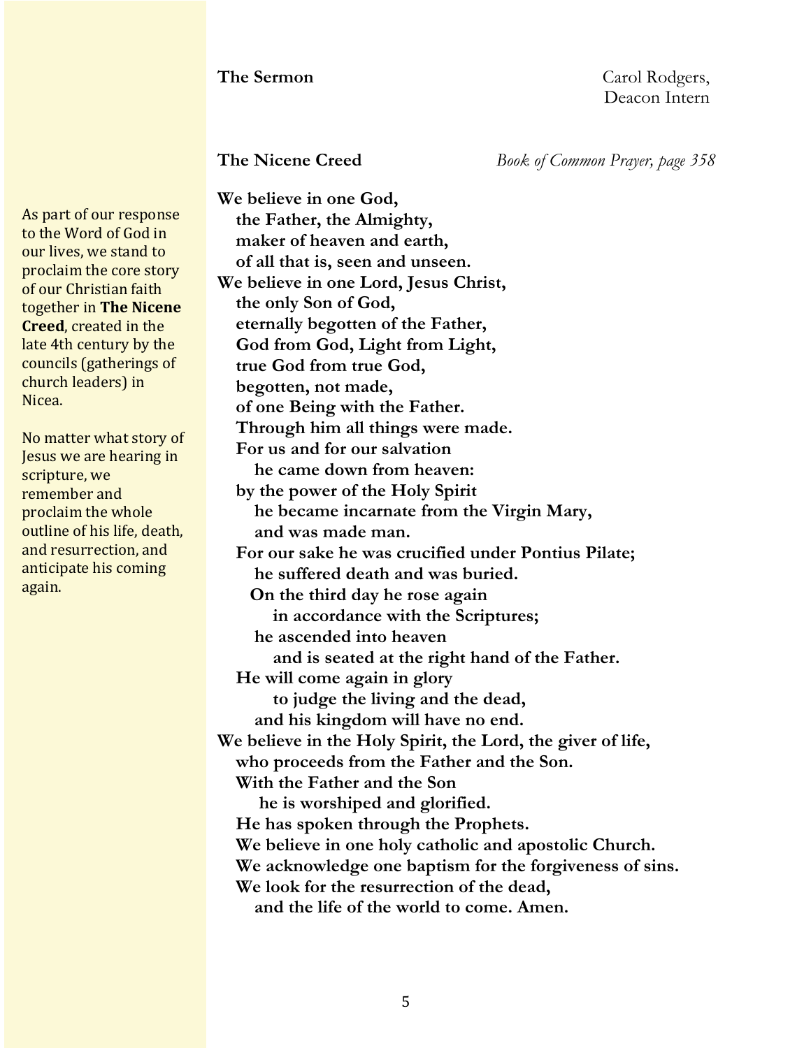**The Sermon** Carol Rodgers, Deacon Intern

**The Nicene Creed** *Book of Common Prayer, page 358*

As part of our response to the Word of God in our lives, we stand to proclaim the core story of our Christian faith together in **The Nicene Creed**, created in the late 4th century by the councils (gatherings of church leaders) in Nicea.

No matter what story of Jesus we are hearing in scripture, we remember and proclaim the whole outline of his life, death, and resurrection, and anticipate his coming again.

**We believe in one God,**
**the Father, the Almighty,**
**maker of heaven and earth,**
**of all that is, seen and unseen.**
**We believe in one Lord, Jesus Christ,**
**the only Son of God,**
**eternally begotten of the Father,**
**God from God, Light from Light,**
**true God from true God,**
**begotten, not made,**
**of one Being with the Father.**
**Through him all things were made.**
**For us and for our salvation**
**he came down from heaven:**
**by the power of the Holy Spirit**
**he became incarnate from the Virgin Mary,**
**and was made man.**
**For our sake he was crucified under Pontius Pilate;**
**he suffered death and was buried.**
**On the third day he rose again**
**in accordance with the Scriptures;**
**he ascended into heaven**
**and is seated at the right hand of the Father.**
**He will come again in glory**
**to judge the living and the dead,**
**and his kingdom will have no end.**
**We believe in the Holy Spirit, the Lord, the giver of life,**
**who proceeds from the Father and the Son.**
**With the Father and the Son**
**he is worshiped and glorified.**
**He has spoken through the Prophets.**
**We believe in one holy catholic and apostolic Church.**
**We acknowledge one baptism for the forgiveness of sins.**
**We look for the resurrection of the dead,**
**and the life of the world to come. Amen.**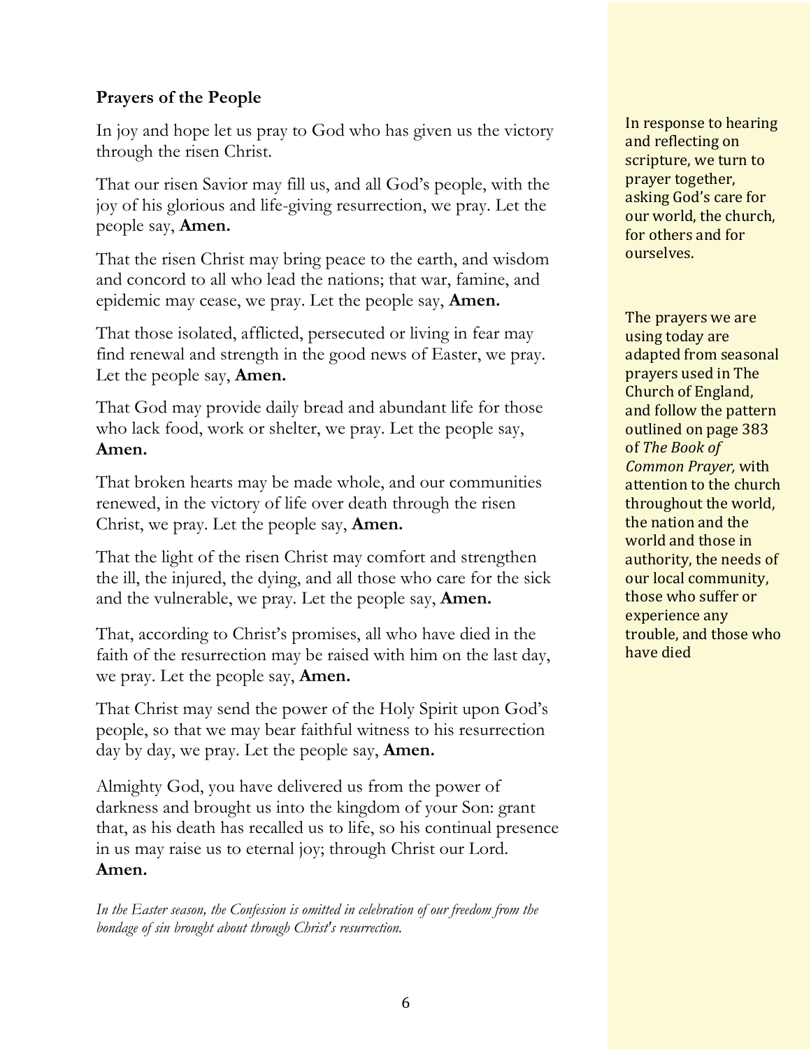## Prayers of the People

In joy and hope let us pray to God who has given us the victory through the risen Christ.

That our risen Savior may fill us, and all God's people, with the joy of his glorious and life-giving resurrection, we pray. Let the people say, **Amen.**

That the risen Christ may bring peace to the earth, and wisdom and concord to all who lead the nations; that war, famine, and epidemic may cease, we pray. Let the people say, **Amen.**

That those isolated, afflicted, persecuted or living in fear may find renewal and strength in the good news of Easter, we pray. Let the people say, **Amen.**

That God may provide daily bread and abundant life for those who lack food, work or shelter, we pray. Let the people say, **Amen.**

That broken hearts may be made whole, and our communities renewed, in the victory of life over death through the risen Christ, we pray. Let the people say, **Amen.**

That the light of the risen Christ may comfort and strengthen the ill, the injured, the dying, and all those who care for the sick and the vulnerable, we pray. Let the people say, **Amen.**

That, according to Christ's promises, all who have died in the faith of the resurrection may be raised with him on the last day, we pray. Let the people say, **Amen.**

That Christ may send the power of the Holy Spirit upon God's people, so that we may bear faithful witness to his resurrection day by day, we pray. Let the people say, **Amen.**

Almighty God, you have delivered us from the power of darkness and brought us into the kingdom of your Son: grant that, as his death has recalled us to life, so his continual presence in us may raise us to eternal joy; through Christ our Lord. **Amen.**

*In the Easter season, the Confession is omitted in celebration of our freedom from the bondage of sin brought about through Christ's resurrection.*

In response to hearing and reflecting on scripture, we turn to prayer together, asking God's care for our world, the church, for others and for ourselves.

The prayers we are using today are adapted from seasonal prayers used in The Church of England, and follow the pattern outlined on page 383 of *The Book of Common Prayer,* with attention to the church throughout the world, the nation and the world and those in authority, the needs of our local community, those who suffer or experience any trouble, and those who have died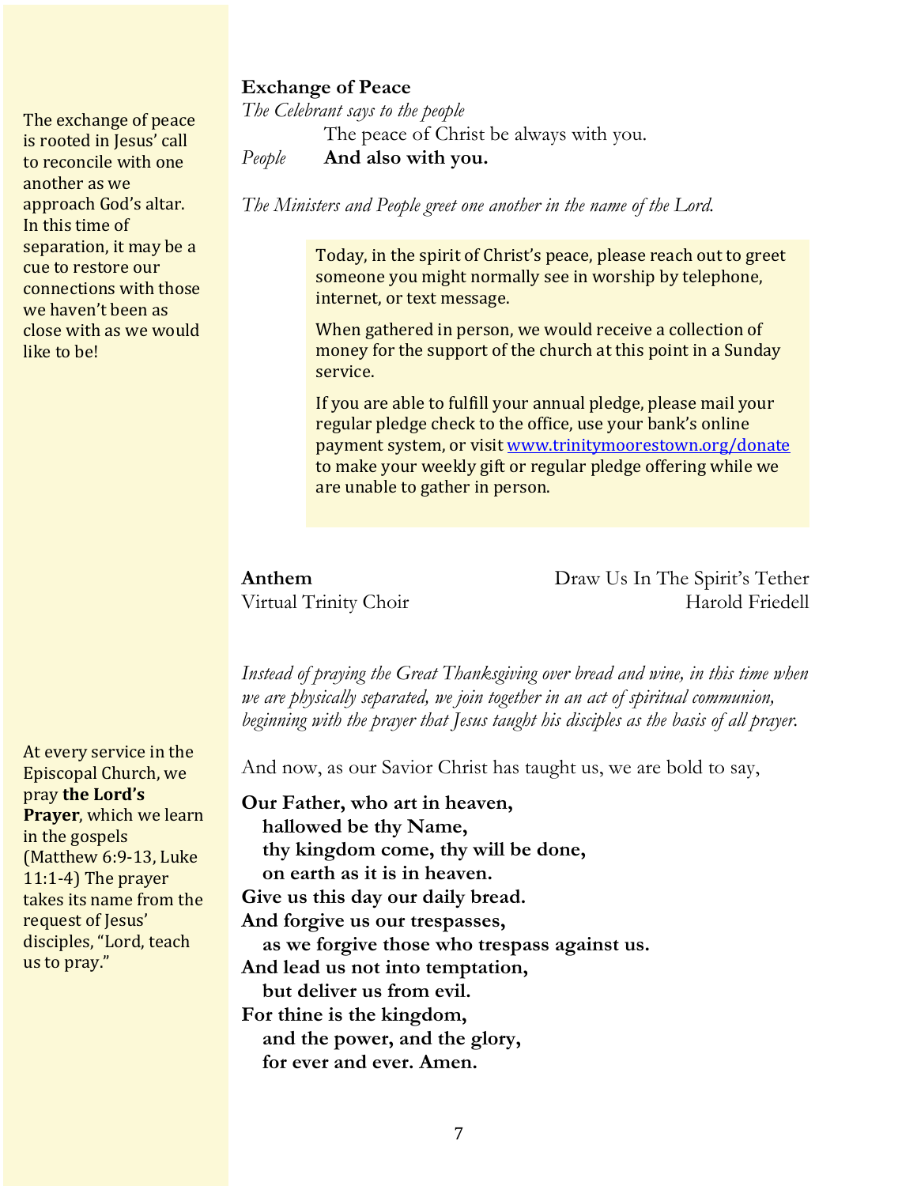The exchange of peace is rooted in Jesus' call to reconcile with one another as we approach God's altar. In this time of separation, it may be a cue to restore our connections with those we haven't been as close with as we would like to be!

**Exchange of Peace**

*The Celebrant says to the people*

The peace of Christ be always with you.

*People* **And also with you.**

*The Ministers and People greet one another in the name of the Lord.*

> Today, in the spirit of Christ's peace, please reach out to greet someone you might normally see in worship by telephone, internet, or text message.
>
> When gathered in person, we would receive a collection of money for the support of the church at this point in a Sunday service.
>
> If you are able to fulfill your annual pledge, please mail your regular pledge check to the office, use your bank's online payment system, or visit www.trinitymoorestown.org/donate to make your weekly gift or regular pledge offering while we are unable to gather in person.

**Anthem** — Draw Us In The Spirit's Tether
Virtual Trinity Choir — Harold Friedell

*Instead of praying the Great Thanksgiving over bread and wine, in this time when we are physically separated, we join together in an act of spiritual communion, beginning with the prayer that Jesus taught his disciples as the basis of all prayer.*

At every service in the Episcopal Church, we pray **the Lord's Prayer**, which we learn in the gospels (Matthew 6:9-13, Luke 11:1-4) The prayer takes its name from the request of Jesus' disciples, "Lord, teach us to pray."

And now, as our Savior Christ has taught us, we are bold to say,

**Our Father, who art in heaven,**
**hallowed be thy Name,**
**thy kingdom come, thy will be done,**
**on earth as it is in heaven.**
**Give us this day our daily bread.**
**And forgive us our trespasses,**
**as we forgive those who trespass against us.**
**And lead us not into temptation,**
**but deliver us from evil.**
**For thine is the kingdom,**
**and the power, and the glory,**
**for ever and ever. Amen.**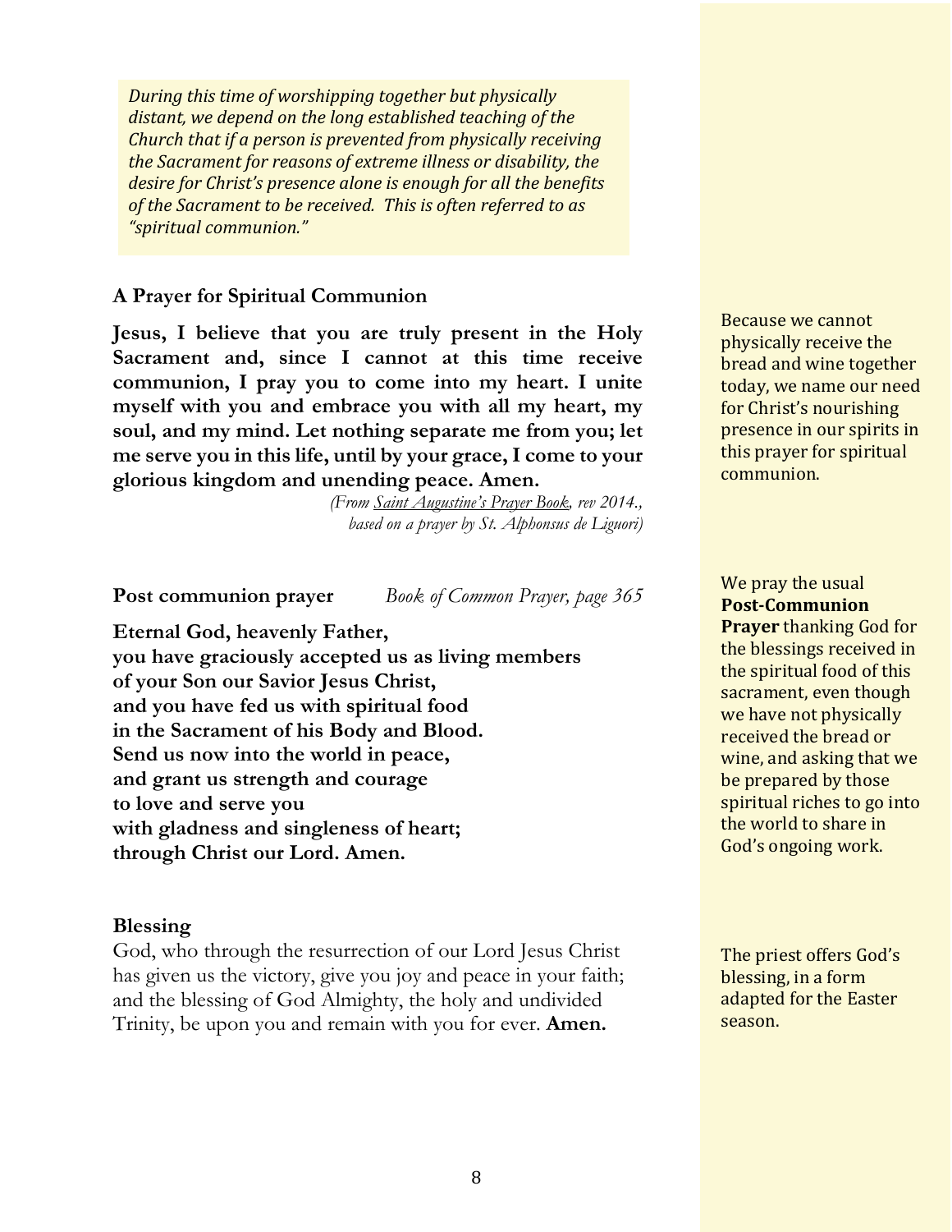*During this time of worshipping together but physically distant, we depend on the long established teaching of the Church that if a person is prevented from physically receiving the Sacrament for reasons of extreme illness or disability, the desire for Christ's presence alone is enough for all the benefits of the Sacrament to be received. This is often referred to as "spiritual communion."*

### A Prayer for Spiritual Communion

**Jesus, I believe that you are truly present in the Holy Sacrament and, since I cannot at this time receive communion, I pray you to come into my heart. I unite myself with you and embrace you with all my heart, my soul, and my mind. Let nothing separate me from you; let me serve you in this life, until by your grace, I come to your glorious kingdom and unending peace. Amen.**

*(From Saint Augustine's Prayer Book, rev 2014., based on a prayer by St. Alphonsus de Liguori)*

Because we cannot physically receive the bread and wine together today, we name our need for Christ's nourishing presence in our spirits in this prayer for spiritual communion.

### Post communion prayer *Book of Common Prayer, page 365*

**Eternal God, heavenly Father,**
**you have graciously accepted us as living members**
**of your Son our Savior Jesus Christ,**
**and you have fed us with spiritual food**
**in the Sacrament of his Body and Blood.**
**Send us now into the world in peace,**
**and grant us strength and courage**
**to love and serve you**
**with gladness and singleness of heart;**
**through Christ our Lord. Amen.**

We pray the usual **Post-Communion Prayer** thanking God for the blessings received in the spiritual food of this sacrament, even though we have not physically received the bread or wine, and asking that we be prepared by those spiritual riches to go into the world to share in God's ongoing work.

### Blessing

God, who through the resurrection of our Lord Jesus Christ has given us the victory, give you joy and peace in your faith; and the blessing of God Almighty, the holy and undivided Trinity, be upon you and remain with you for ever. **Amen.**

The priest offers God's blessing, in a form adapted for the Easter season.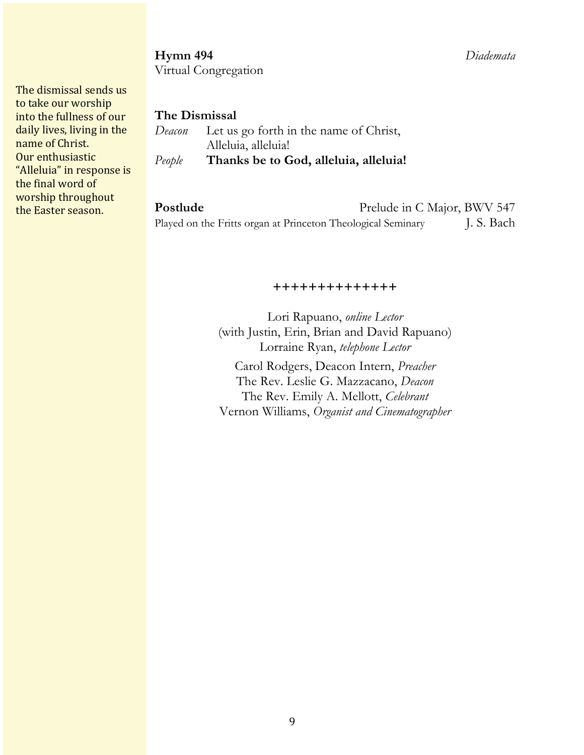The dismissal sends us to take our worship into the fullness of our daily lives, living in the name of Christ. Our enthusiastic "Alleluia" in response is the final word of worship throughout the Easter season.

**Hymn 494** *Diademata*
Virtual Congregation

**The Dismissal**

*Deacon* Let us go forth in the name of Christ,
Alleluia, alleluia!

*People* **Thanks be to God, alleluia, alleluia!**

**Postlude** Prelude in C Major, BWV 547
Played on the Fritts organ at Princeton Theological Seminary J. S. Bach

++++++++++++++

Lori Rapuano, *online Lector*
(with Justin, Erin, Brian and David Rapuano)
Lorraine Ryan, *telephone Lector*

Carol Rodgers, Deacon Intern, *Preacher*
The Rev. Leslie G. Mazzacano, *Deacon*
The Rev. Emily A. Mellott, *Celebrant*
Vernon Williams, *Organist and Cinematographer*